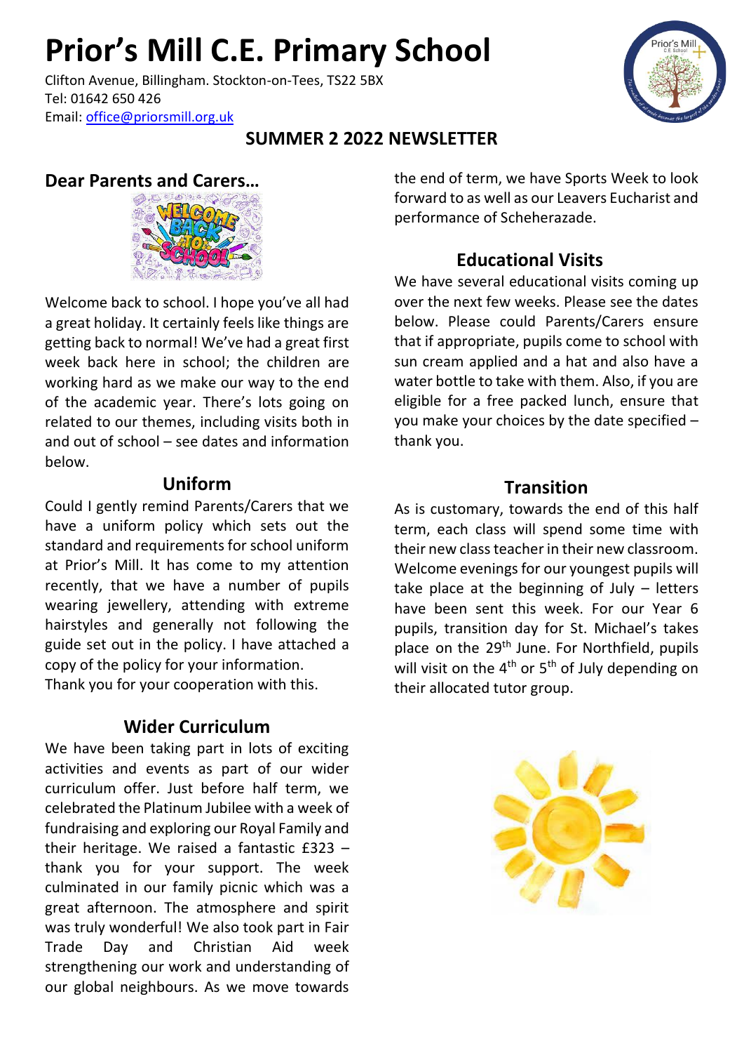# Prior's Mill C.E. Primary School

Clifton Avenue, Billingham. Stockton-on-Tees, TS22 5BX
Tel: 01642 650 426
Email: office@priorsmill.org.uk

## SUMMER 2 2022 NEWSLETTER

### Dear Parents and Carers…

Welcome back to school. I hope you've all had a great holiday. It certainly feels like things are getting back to normal! We've had a great first week back here in school; the children are working hard as we make our way to the end of the academic year. There's lots going on related to our themes, including visits both in and out of school – see dates and information below.

### Uniform

Could I gently remind Parents/Carers that we have a uniform policy which sets out the standard and requirements for school uniform at Prior's Mill. It has come to my attention recently, that we have a number of pupils wearing jewellery, attending with extreme hairstyles and generally not following the guide set out in the policy. I have attached a copy of the policy for your information.
Thank you for your cooperation with this.

### Wider Curriculum

We have been taking part in lots of exciting activities and events as part of our wider curriculum offer. Just before half term, we celebrated the Platinum Jubilee with a week of fundraising and exploring our Royal Family and their heritage. We raised a fantastic £323 – thank you for your support. The week culminated in our family picnic which was a great afternoon. The atmosphere and spirit was truly wonderful! We also took part in Fair Trade Day and Christian Aid week strengthening our work and understanding of our global neighbours. As we move towards the end of term, we have Sports Week to look forward to as well as our Leavers Eucharist and performance of Scheherazade.

### Educational Visits

We have several educational visits coming up over the next few weeks. Please see the dates below. Please could Parents/Carers ensure that if appropriate, pupils come to school with sun cream applied and a hat and also have a water bottle to take with them. Also, if you are eligible for a free packed lunch, ensure that you make your choices by the date specified – thank you.

### Transition

As is customary, towards the end of this half term, each class will spend some time with their new class teacher in their new classroom. Welcome evenings for our youngest pupils will take place at the beginning of July – letters have been sent this week. For our Year 6 pupils, transition day for St. Michael's takes place on the 29th June. For Northfield, pupils will visit on the 4th or 5th of July depending on their allocated tutor group.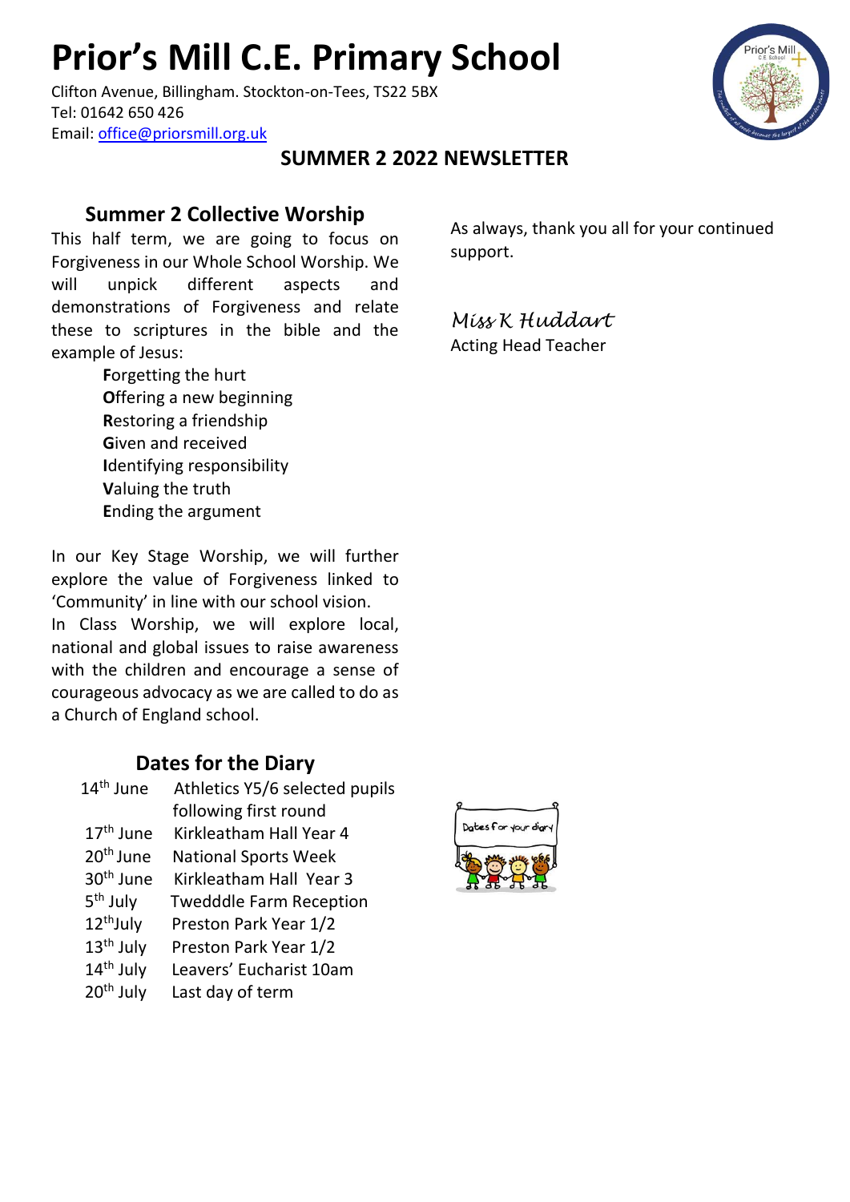# Prior's Mill C.E. Primary School

Clifton Avenue, Billingham. Stockton-on-Tees, TS22 5BX
Tel: 01642 650 426
Email: office@priorsmill.org.uk

## SUMMER 2 2022 NEWSLETTER

### Summer 2 Collective Worship

This half term, we are going to focus on Forgiveness in our Whole School Worship. We will unpick different aspects and demonstrations of Forgiveness and relate these to scriptures in the bible and the example of Jesus:

**F**orgetting the hurt
**O**ffering a new beginning
**R**estoring a friendship
**G**iven and received
**I**dentifying responsibility
**V**aluing the truth
**E**nding the argument

In our Key Stage Worship, we will further explore the value of Forgiveness linked to 'Community' in line with our school vision.
In Class Worship, we will explore local, national and global issues to raise awareness with the children and encourage a sense of courageous advocacy as we are called to do as a Church of England school.

### Dates for the Diary

| | |
|---|---|
| 14th June | Athletics Y5/6 selected pupils following first round |
| 17th June | Kirkleatham Hall Year 4 |
| 20th June | National Sports Week |
| 30th June | Kirkleatham Hall Year 3 |
| 5th July | Twedddle Farm Reception |
| 12thJuly | Preston Park Year 1/2 |
| 13th July | Preston Park Year 1/2 |
| 14th July | Leavers' Eucharist 10am |
| 20th July | Last day of term |

As always, thank you all for your continued support.

*Miss K Huddart*
Acting Head Teacher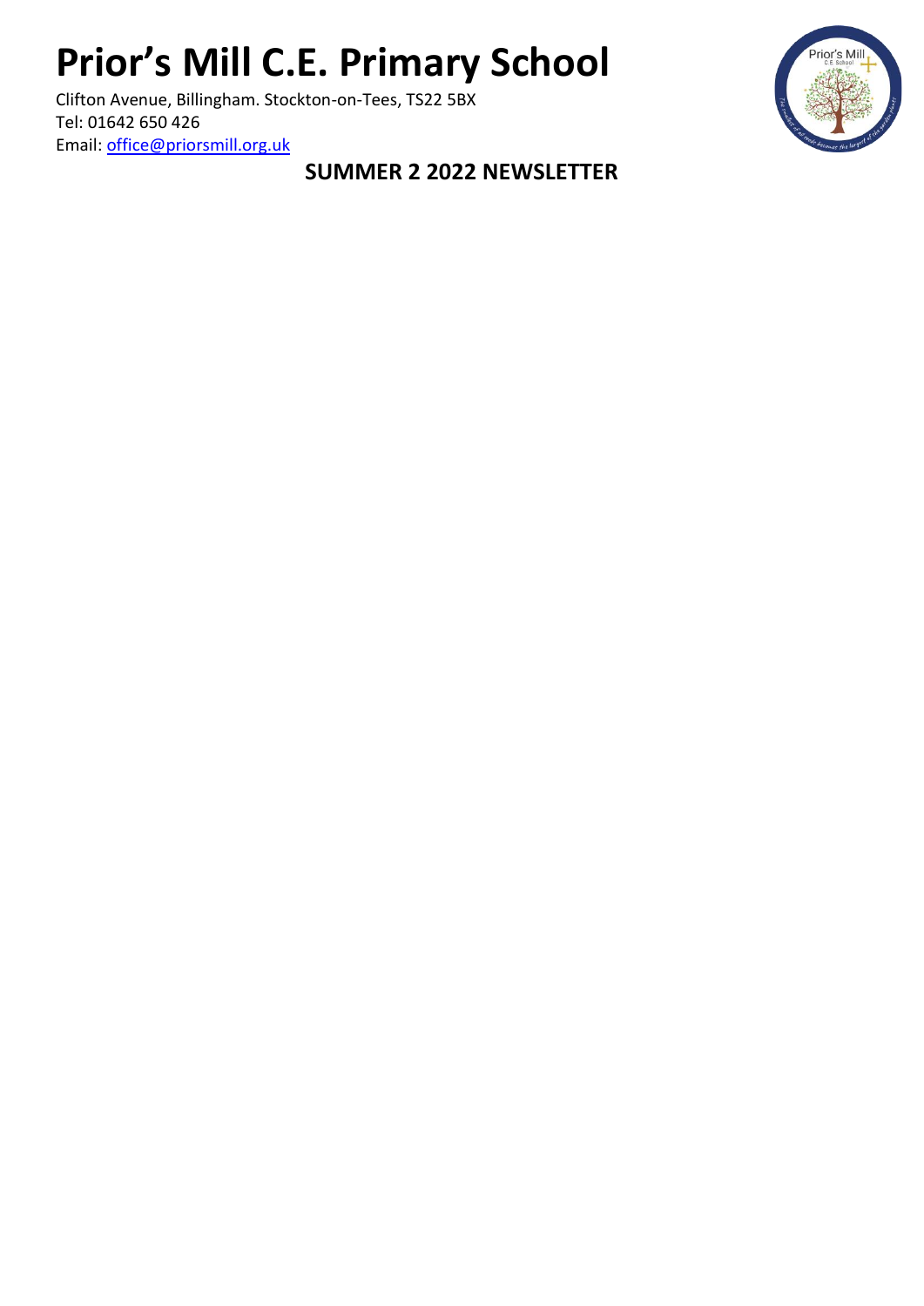# Prior's Mill C.E. Primary School

Clifton Avenue, Billingham. Stockton-on-Tees, TS22 5BX
Tel: 01642 650 426
Email: office@priorsmill.org.uk

## SUMMER 2 2022 NEWSLETTER